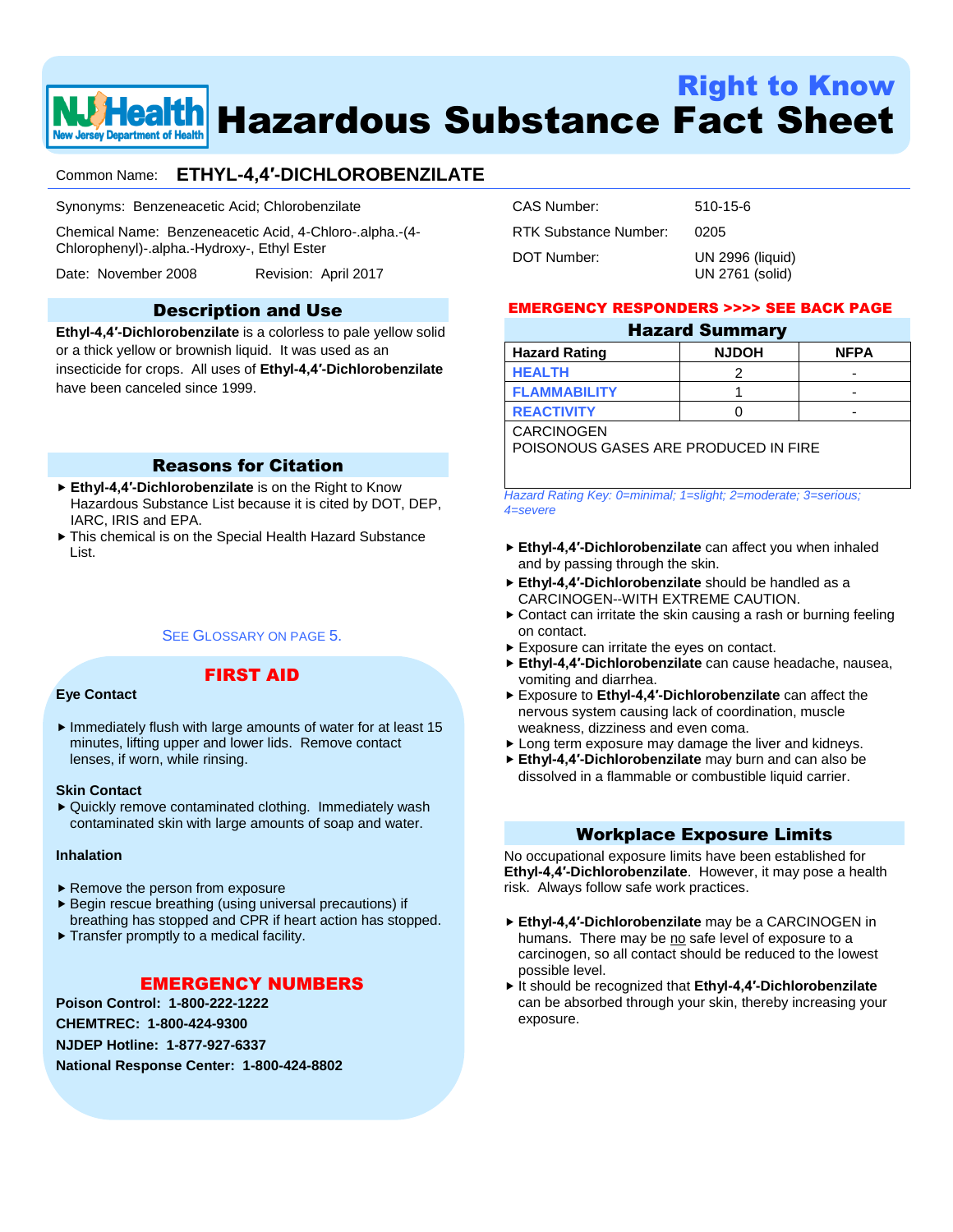# Right to Know Hazardous Substance Fact Sheet

Common Name: **ETHYL-4,4′-DICHLOROBENZILATE**

Synonyms: Benzeneacetic Acid; Chlorobenzilate

Chemical Name: Benzeneacetic Acid, 4-Chloro-.alpha.-(4-Chlorophenyl)-.alpha.-Hydroxy-, Ethyl Ester

Date: November 2008 Revision: April 2017

CAS Number: 510-15-6

RTK Substance Number: 0205

DOT Number: UN 2996 (liquid)
UN 2761 (solid)

## Description and Use

**Ethyl-4,4′-Dichlorobenzilate** is a colorless to pale yellow solid or a thick yellow or brownish liquid. It was used as an insecticide for crops. All uses of **Ethyl-4,4′-Dichlorobenzilate** have been canceled since 1999.

## Reasons for Citation

- **Ethyl-4,4′-Dichlorobenzilate** is on the Right to Know Hazardous Substance List because it is cited by DOT, DEP, IARC, IRIS and EPA.
- This chemical is on the Special Health Hazard Substance List.

SEE GLOSSARY ON PAGE 5.

## FIRST AID

**Eye Contact**

- Immediately flush with large amounts of water for at least 15 minutes, lifting upper and lower lids. Remove contact lenses, if worn, while rinsing.

**Skin Contact**

- Quickly remove contaminated clothing. Immediately wash contaminated skin with large amounts of soap and water.

**Inhalation**

- Remove the person from exposure
- Begin rescue breathing (using universal precautions) if breathing has stopped and CPR if heart action has stopped.
- Transfer promptly to a medical facility.

## EMERGENCY NUMBERS

**Poison Control: 1-800-222-1222**

**CHEMTREC: 1-800-424-9300**

**NJDEP Hotline: 1-877-927-6337**

**National Response Center: 1-800-424-8802**

**EMERGENCY RESPONDERS >>>> SEE BACK PAGE**

## Hazard Summary

| Hazard Rating | NJDOH | NFPA |
|---|---|---|
| HEALTH | 2 | - |
| FLAMMABILITY | 1 | - |
| REACTIVITY | 0 | - |

CARCINOGEN
POISONOUS GASES ARE PRODUCED IN FIRE

*Hazard Rating Key: 0=minimal; 1=slight; 2=moderate; 3=serious; 4=severe*

- **Ethyl-4,4′-Dichlorobenzilate** can affect you when inhaled and by passing through the skin.
- **Ethyl-4,4′-Dichlorobenzilate** should be handled as a CARCINOGEN--WITH EXTREME CAUTION.
- Contact can irritate the skin causing a rash or burning feeling on contact.
- Exposure can irritate the eyes on contact.
- **Ethyl-4,4′-Dichlorobenzilate** can cause headache, nausea, vomiting and diarrhea.
- Exposure to **Ethyl-4,4′-Dichlorobenzilate** can affect the nervous system causing lack of coordination, muscle weakness, dizziness and even coma.
- Long term exposure may damage the liver and kidneys.
- **Ethyl-4,4′-Dichlorobenzilate** may burn and can also be dissolved in a flammable or combustible liquid carrier.

## Workplace Exposure Limits

No occupational exposure limits have been established for **Ethyl-4,4′-Dichlorobenzilate**. However, it may pose a health risk. Always follow safe work practices.

- **Ethyl-4,4′-Dichlorobenzilate** may be a CARCINOGEN in humans. There may be no safe level of exposure to a carcinogen, so all contact should be reduced to the lowest possible level.
- It should be recognized that **Ethyl-4,4′-Dichlorobenzilate** can be absorbed through your skin, thereby increasing your exposure.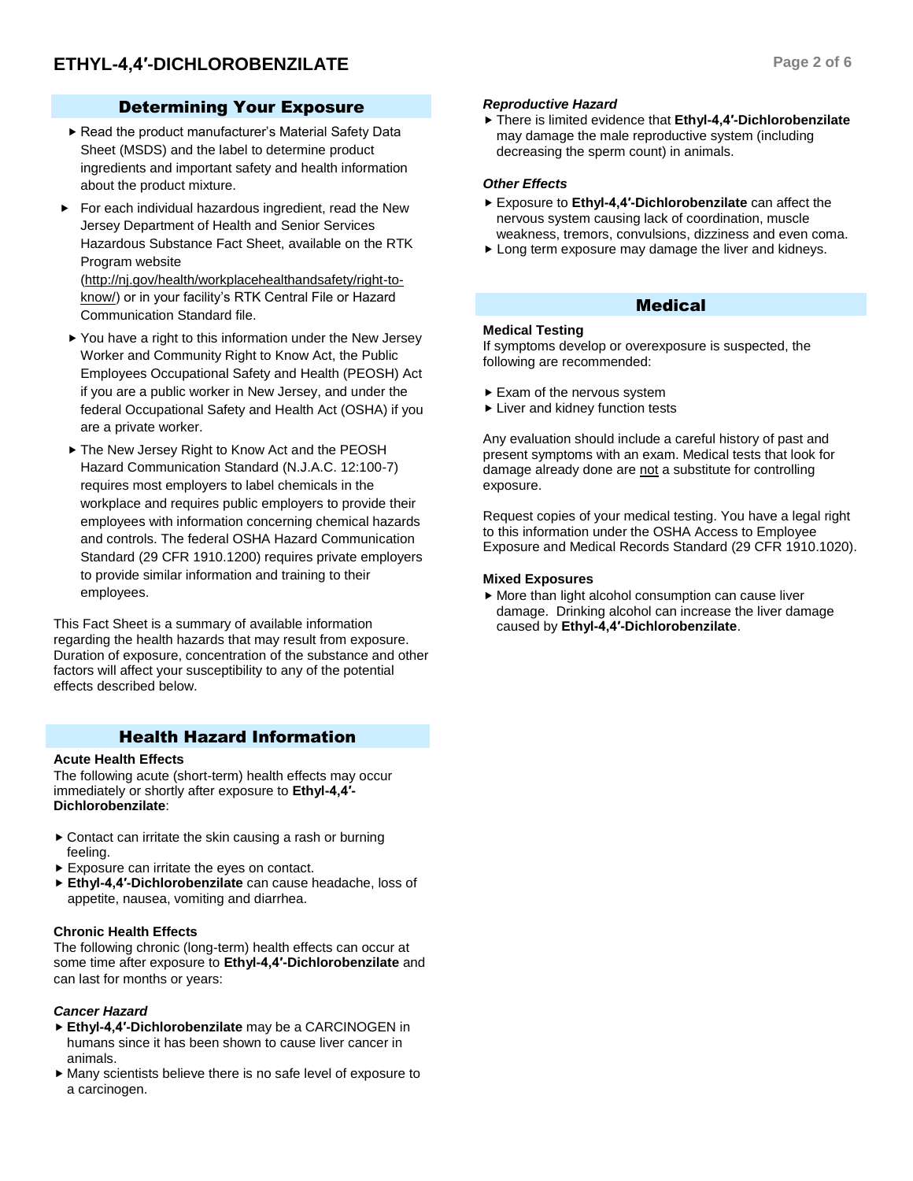## Determining Your Exposure

- Read the product manufacturer's Material Safety Data Sheet (MSDS) and the label to determine product ingredients and important safety and health information about the product mixture.
- For each individual hazardous ingredient, read the New Jersey Department of Health and Senior Services Hazardous Substance Fact Sheet, available on the RTK Program website (http://nj.gov/health/workplacehealthandsafety/right-to-know/) or in your facility's RTK Central File or Hazard Communication Standard file.
- You have a right to this information under the New Jersey Worker and Community Right to Know Act, the Public Employees Occupational Safety and Health (PEOSH) Act if you are a public worker in New Jersey, and under the federal Occupational Safety and Health Act (OSHA) if you are a private worker.
- The New Jersey Right to Know Act and the PEOSH Hazard Communication Standard (N.J.A.C. 12:100-7) requires most employers to label chemicals in the workplace and requires public employers to provide their employees with information concerning chemical hazards and controls. The federal OSHA Hazard Communication Standard (29 CFR 1910.1200) requires private employers to provide similar information and training to their employees.

This Fact Sheet is a summary of available information regarding the health hazards that may result from exposure. Duration of exposure, concentration of the substance and other factors will affect your susceptibility to any of the potential effects described below.

## Health Hazard Information

**Acute Health Effects**

The following acute (short-term) health effects may occur immediately or shortly after exposure to **Ethyl-4,4′-Dichlorobenzilate**:

- Contact can irritate the skin causing a rash or burning feeling.
- Exposure can irritate the eyes on contact.
- **Ethyl-4,4′-Dichlorobenzilate** can cause headache, loss of appetite, nausea, vomiting and diarrhea.

**Chronic Health Effects**

The following chronic (long-term) health effects can occur at some time after exposure to **Ethyl-4,4′-Dichlorobenzilate** and can last for months or years:

***Cancer Hazard***

- **Ethyl-4,4′-Dichlorobenzilate** may be a CARCINOGEN in humans since it has been shown to cause liver cancer in animals.
- Many scientists believe there is no safe level of exposure to a carcinogen.

***Reproductive Hazard***

- There is limited evidence that **Ethyl-4,4′-Dichlorobenzilate** may damage the male reproductive system (including decreasing the sperm count) in animals.

***Other Effects***

- Exposure to **Ethyl-4,4′-Dichlorobenzilate** can affect the nervous system causing lack of coordination, muscle weakness, tremors, convulsions, dizziness and even coma.
- Long term exposure may damage the liver and kidneys.

## Medical

**Medical Testing**

If symptoms develop or overexposure is suspected, the following are recommended:

- Exam of the nervous system
- Liver and kidney function tests

Any evaluation should include a careful history of past and present symptoms with an exam. Medical tests that look for damage already done are not a substitute for controlling exposure.

Request copies of your medical testing. You have a legal right to this information under the OSHA Access to Employee Exposure and Medical Records Standard (29 CFR 1910.1020).

**Mixed Exposures**

- More than light alcohol consumption can cause liver damage. Drinking alcohol can increase the liver damage caused by **Ethyl-4,4′-Dichlorobenzilate**.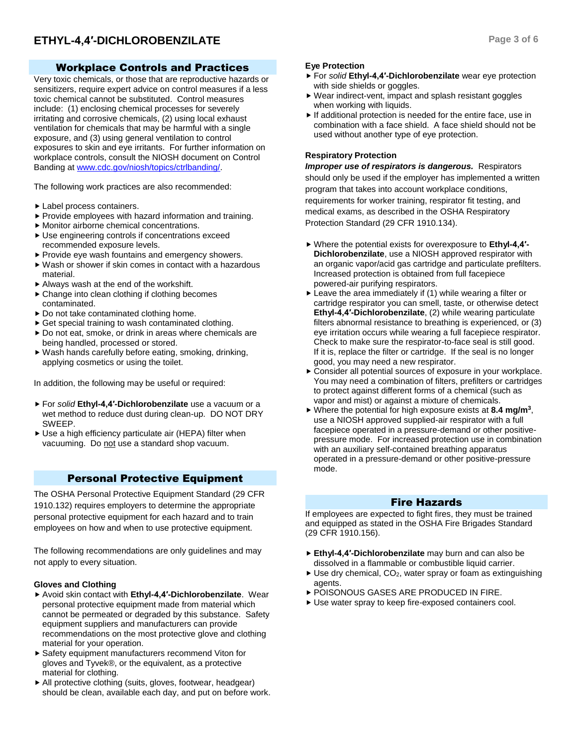## Workplace Controls and Practices

Very toxic chemicals, or those that are reproductive hazards or sensitizers, require expert advice on control measures if a less toxic chemical cannot be substituted. Control measures include: (1) enclosing chemical processes for severely irritating and corrosive chemicals, (2) using local exhaust ventilation for chemicals that may be harmful with a single exposure, and (3) using general ventilation to control exposures to skin and eye irritants. For further information on workplace controls, consult the NIOSH document on Control Banding at www.cdc.gov/niosh/topics/ctrlbanding/.

The following work practices are also recommended:

- Label process containers.
- Provide employees with hazard information and training.
- Monitor airborne chemical concentrations.
- Use engineering controls if concentrations exceed recommended exposure levels.
- Provide eye wash fountains and emergency showers.
- Wash or shower if skin comes in contact with a hazardous material.
- Always wash at the end of the workshift.
- Change into clean clothing if clothing becomes contaminated.
- Do not take contaminated clothing home.
- Get special training to wash contaminated clothing.
- Do not eat, smoke, or drink in areas where chemicals are being handled, processed or stored.
- Wash hands carefully before eating, smoking, drinking, applying cosmetics or using the toilet.

In addition, the following may be useful or required:

- For *solid* **Ethyl-4,4′-Dichlorobenzilate** use a vacuum or a wet method to reduce dust during clean-up. DO NOT DRY SWEEP.
- Use a high efficiency particulate air (HEPA) filter when vacuuming. Do not use a standard shop vacuum.

## Personal Protective Equipment

The OSHA Personal Protective Equipment Standard (29 CFR 1910.132) requires employers to determine the appropriate personal protective equipment for each hazard and to train employees on how and when to use protective equipment.

The following recommendations are only guidelines and may not apply to every situation.

### Gloves and Clothing

- Avoid skin contact with **Ethyl-4,4′-Dichlorobenzilate**. Wear personal protective equipment made from material which cannot be permeated or degraded by this substance. Safety equipment suppliers and manufacturers can provide recommendations on the most protective glove and clothing material for your operation.
- Safety equipment manufacturers recommend Viton for gloves and Tyvek®, or the equivalent, as a protective material for clothing.
- All protective clothing (suits, gloves, footwear, headgear) should be clean, available each day, and put on before work.

### Eye Protection

- For *solid* **Ethyl-4,4′-Dichlorobenzilate** wear eye protection with side shields or goggles.
- Wear indirect-vent, impact and splash resistant goggles when working with liquids.
- If additional protection is needed for the entire face, use in combination with a face shield. A face shield should not be used without another type of eye protection.

### Respiratory Protection

***Improper use of respirators is dangerous.*** Respirators should only be used if the employer has implemented a written program that takes into account workplace conditions, requirements for worker training, respirator fit testing, and medical exams, as described in the OSHA Respiratory Protection Standard (29 CFR 1910.134).

- Where the potential exists for overexposure to **Ethyl-4,4′-Dichlorobenzilate**, use a NIOSH approved respirator with an organic vapor/acid gas cartridge and particulate prefilters. Increased protection is obtained from full facepiece powered-air purifying respirators.
- Leave the area immediately if (1) while wearing a filter or cartridge respirator you can smell, taste, or otherwise detect **Ethyl-4,4′-Dichlorobenzilate**, (2) while wearing particulate filters abnormal resistance to breathing is experienced, or (3) eye irritation occurs while wearing a full facepiece respirator. Check to make sure the respirator-to-face seal is still good. If it is, replace the filter or cartridge. If the seal is no longer good, you may need a new respirator.
- Consider all potential sources of exposure in your workplace. You may need a combination of filters, prefilters or cartridges to protect against different forms of a chemical (such as vapor and mist) or against a mixture of chemicals.
- Where the potential for high exposure exists at **8.4 mg/m$^3$**, use a NIOSH approved supplied-air respirator with a full facepiece operated in a pressure-demand or other positive-pressure mode. For increased protection use in combination with an auxiliary self-contained breathing apparatus operated in a pressure-demand or other positive-pressure mode.

## Fire Hazards

If employees are expected to fight fires, they must be trained and equipped as stated in the OSHA Fire Brigades Standard (29 CFR 1910.156).

- **Ethyl-4,4′-Dichlorobenzilate** may burn and can also be dissolved in a flammable or combustible liquid carrier.
- Use dry chemical, $CO_2$, water spray or foam as extinguishing agents.
- POISONOUS GASES ARE PRODUCED IN FIRE.
- Use water spray to keep fire-exposed containers cool.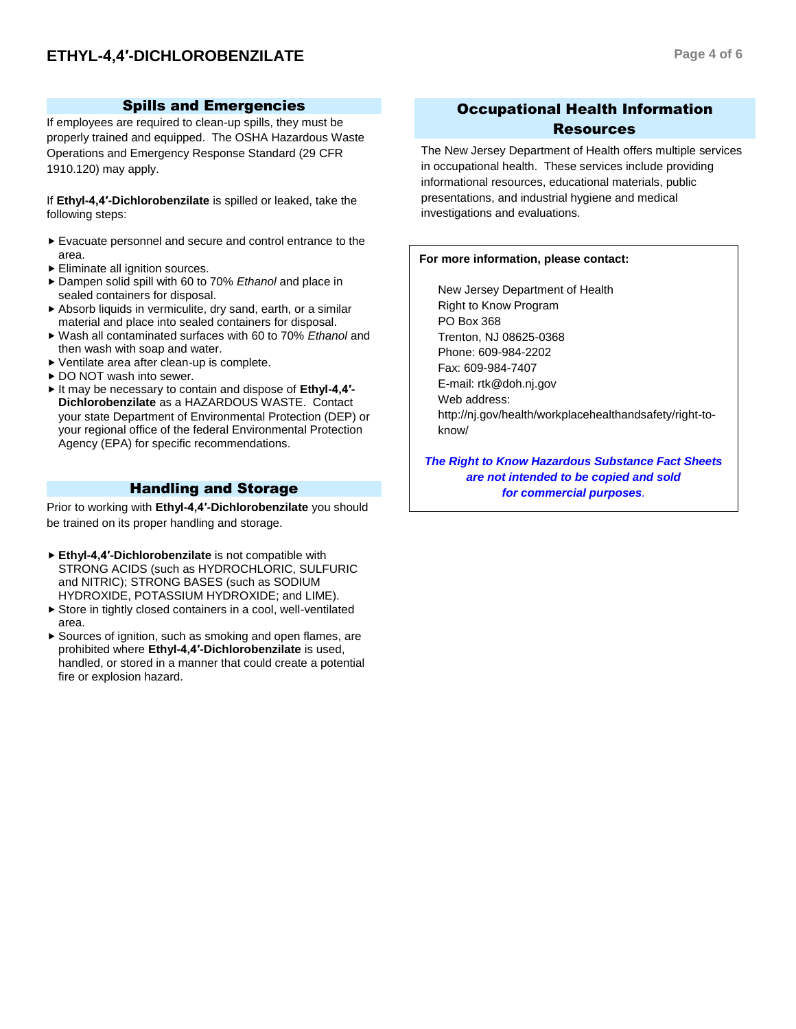## Spills and Emergencies

If employees are required to clean-up spills, they must be properly trained and equipped. The OSHA Hazardous Waste Operations and Emergency Response Standard (29 CFR 1910.120) may apply.

If **Ethyl-4,4′-Dichlorobenzilate** is spilled or leaked, take the following steps:

- Evacuate personnel and secure and control entrance to the area.
- Eliminate all ignition sources.
- Dampen solid spill with 60 to 70% *Ethanol* and place in sealed containers for disposal.
- Absorb liquids in vermiculite, dry sand, earth, or a similar material and place into sealed containers for disposal.
- Wash all contaminated surfaces with 60 to 70% *Ethanol* and then wash with soap and water.
- Ventilate area after clean-up is complete.
- DO NOT wash into sewer.
- It may be necessary to contain and dispose of **Ethyl-4,4′-Dichlorobenzilate** as a HAZARDOUS WASTE. Contact your state Department of Environmental Protection (DEP) or your regional office of the federal Environmental Protection Agency (EPA) for specific recommendations.

## Handling and Storage

Prior to working with **Ethyl-4,4′-Dichlorobenzilate** you should be trained on its proper handling and storage.

- **Ethyl-4,4′-Dichlorobenzilate** is not compatible with STRONG ACIDS (such as HYDROCHLORIC, SULFURIC and NITRIC); STRONG BASES (such as SODIUM HYDROXIDE, POTASSIUM HYDROXIDE; and LIME).
- Store in tightly closed containers in a cool, well-ventilated area.
- Sources of ignition, such as smoking and open flames, are prohibited where **Ethyl-4,4′-Dichlorobenzilate** is used, handled, or stored in a manner that could create a potential fire or explosion hazard.

## Occupational Health Information Resources

The New Jersey Department of Health offers multiple services in occupational health. These services include providing informational resources, educational materials, public presentations, and industrial hygiene and medical investigations and evaluations.

**For more information, please contact:**

New Jersey Department of Health
Right to Know Program
PO Box 368
Trenton, NJ 08625-0368
Phone: 609-984-2202
Fax: 609-984-7407
E-mail: rtk@doh.nj.gov
Web address:
http://nj.gov/health/workplacehealthandsafety/right-to-know/

***The Right to Know Hazardous Substance Fact Sheets are not intended to be copied and sold for commercial purposes.***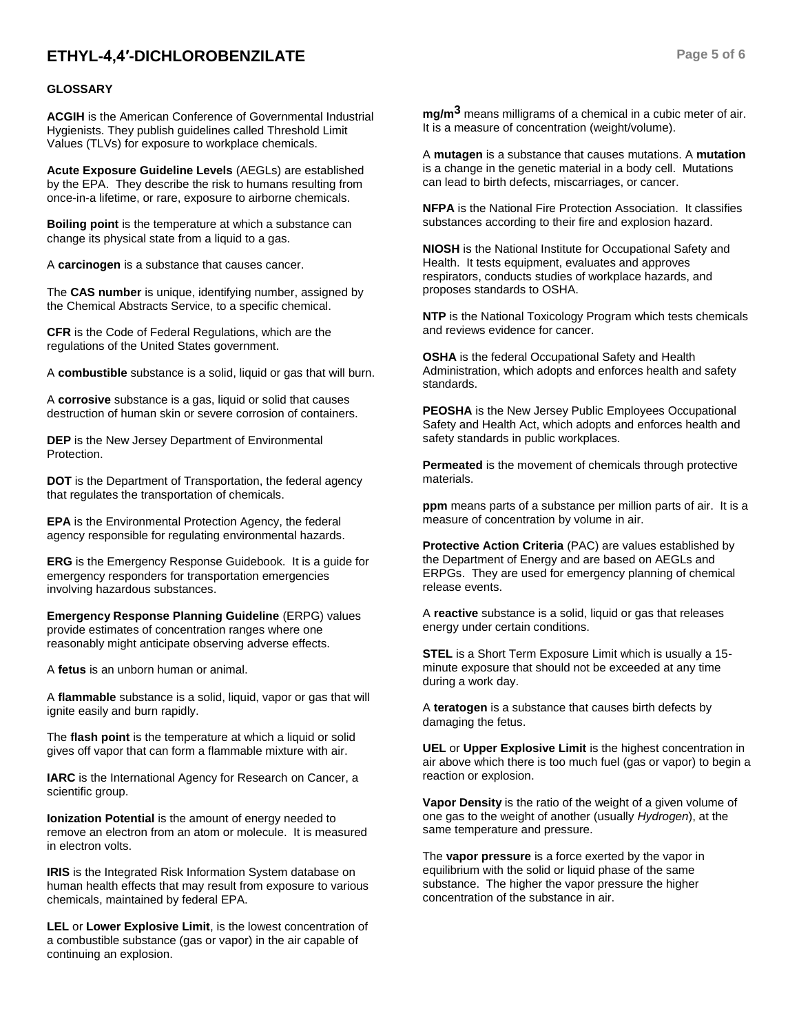## GLOSSARY

**ACGIH** is the American Conference of Governmental Industrial Hygienists. They publish guidelines called Threshold Limit Values (TLVs) for exposure to workplace chemicals.

**Acute Exposure Guideline Levels** (AEGLs) are established by the EPA. They describe the risk to humans resulting from once-in-a lifetime, or rare, exposure to airborne chemicals.

**Boiling point** is the temperature at which a substance can change its physical state from a liquid to a gas.

A **carcinogen** is a substance that causes cancer.

The **CAS number** is unique, identifying number, assigned by the Chemical Abstracts Service, to a specific chemical.

**CFR** is the Code of Federal Regulations, which are the regulations of the United States government.

A **combustible** substance is a solid, liquid or gas that will burn.

A **corrosive** substance is a gas, liquid or solid that causes destruction of human skin or severe corrosion of containers.

**DEP** is the New Jersey Department of Environmental Protection.

**DOT** is the Department of Transportation, the federal agency that regulates the transportation of chemicals.

**EPA** is the Environmental Protection Agency, the federal agency responsible for regulating environmental hazards.

**ERG** is the Emergency Response Guidebook. It is a guide for emergency responders for transportation emergencies involving hazardous substances.

**Emergency Response Planning Guideline** (ERPG) values provide estimates of concentration ranges where one reasonably might anticipate observing adverse effects.

A **fetus** is an unborn human or animal.

A **flammable** substance is a solid, liquid, vapor or gas that will ignite easily and burn rapidly.

The **flash point** is the temperature at which a liquid or solid gives off vapor that can form a flammable mixture with air.

**IARC** is the International Agency for Research on Cancer, a scientific group.

**Ionization Potential** is the amount of energy needed to remove an electron from an atom or molecule. It is measured in electron volts.

**IRIS** is the Integrated Risk Information System database on human health effects that may result from exposure to various chemicals, maintained by federal EPA.

**LEL** or **Lower Explosive Limit**, is the lowest concentration of a combustible substance (gas or vapor) in the air capable of continuing an explosion.

**$mg/m^3$** means milligrams of a chemical in a cubic meter of air. It is a measure of concentration (weight/volume).

A **mutagen** is a substance that causes mutations. A **mutation** is a change in the genetic material in a body cell. Mutations can lead to birth defects, miscarriages, or cancer.

**NFPA** is the National Fire Protection Association. It classifies substances according to their fire and explosion hazard.

**NIOSH** is the National Institute for Occupational Safety and Health. It tests equipment, evaluates and approves respirators, conducts studies of workplace hazards, and proposes standards to OSHA.

**NTP** is the National Toxicology Program which tests chemicals and reviews evidence for cancer.

**OSHA** is the federal Occupational Safety and Health Administration, which adopts and enforces health and safety standards.

**PEOSHA** is the New Jersey Public Employees Occupational Safety and Health Act, which adopts and enforces health and safety standards in public workplaces.

**Permeated** is the movement of chemicals through protective materials.

**ppm** means parts of a substance per million parts of air. It is a measure of concentration by volume in air.

**Protective Action Criteria** (PAC) are values established by the Department of Energy and are based on AEGLs and ERPGs. They are used for emergency planning of chemical release events.

A **reactive** substance is a solid, liquid or gas that releases energy under certain conditions.

**STEL** is a Short Term Exposure Limit which is usually a 15-minute exposure that should not be exceeded at any time during a work day.

A **teratogen** is a substance that causes birth defects by damaging the fetus.

**UEL** or **Upper Explosive Limit** is the highest concentration in air above which there is too much fuel (gas or vapor) to begin a reaction or explosion.

**Vapor Density** is the ratio of the weight of a given volume of one gas to the weight of another (usually *Hydrogen*), at the same temperature and pressure.

The **vapor pressure** is a force exerted by the vapor in equilibrium with the solid or liquid phase of the same substance. The higher the vapor pressure the higher concentration of the substance in air.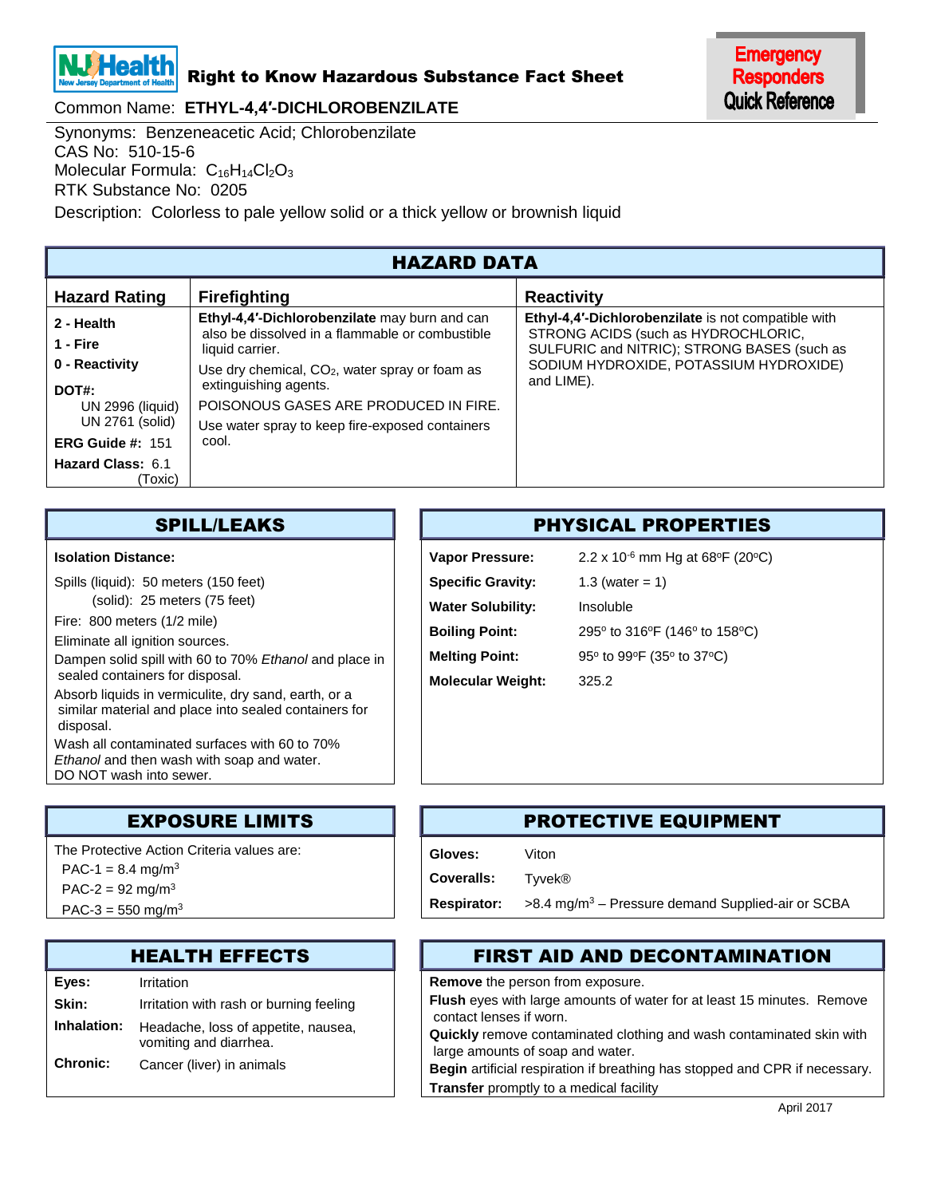**Right to Know Hazardous Substance Fact Sheet**

**Emergency Responders Quick Reference**

Common Name: **ETHYL-4,4′-DICHLOROBENZILATE**

Synonyms: Benzeneacetic Acid; Chlorobenzilate
CAS No: 510-15-6
Molecular Formula: $C_{16}H_{14}Cl_2O_3$
RTK Substance No: 0205
Description: Colorless to pale yellow solid or a thick yellow or brownish liquid

## HAZARD DATA

| Hazard Rating | Firefighting | Reactivity |
|---|---|---|
| **2 - Health**<br>**1 - Fire**<br>**0 - Reactivity**<br>**DOT#:** UN 2996 (liquid) UN 2761 (solid)<br>**ERG Guide #:** 151<br>**Hazard Class:** 6.1 (Toxic) | **Ethyl-4,4′-Dichlorobenzilate** may burn and can also be dissolved in a flammable or combustible liquid carrier.<br>Use dry chemical, $CO_2$, water spray or foam as extinguishing agents.<br>POISONOUS GASES ARE PRODUCED IN FIRE.<br>Use water spray to keep fire-exposed containers cool. | **Ethyl-4,4′-Dichlorobenzilate** is not compatible with STRONG ACIDS (such as HYDROCHLORIC, SULFURIC and NITRIC); STRONG BASES (such as SODIUM HYDROXIDE, POTASSIUM HYDROXIDE) and LIME). |

## SPILL/LEAKS

**Isolation Distance:**

Spills (liquid): 50 meters (150 feet)
(solid): 25 meters (75 feet)

Fire: 800 meters (1/2 mile)

Eliminate all ignition sources.

Dampen solid spill with 60 to 70% *Ethanol* and place in sealed containers for disposal.

Absorb liquids in vermiculite, dry sand, earth, or a similar material and place into sealed containers for disposal.

Wash all contaminated surfaces with 60 to 70% *Ethanol* and then wash with soap and water.
DO NOT wash into sewer.

## PHYSICAL PROPERTIES

| | |
|---|---|
| **Vapor Pressure:** | $2.2 \times 10^{-6}$ mm Hg at 68°F (20°C) |
| **Specific Gravity:** | 1.3 (water = 1) |
| **Water Solubility:** | Insoluble |
| **Boiling Point:** | 295° to 316°F (146° to 158°C) |
| **Melting Point:** | 95° to 99°F (35° to 37°C) |
| **Molecular Weight:** | 325.2 |

## EXPOSURE LIMITS

The Protective Action Criteria values are:

PAC-1 = 8.4 mg/m$^3$
PAC-2 = 92 mg/m$^3$
PAC-3 = 550 mg/m$^3$

## PROTECTIVE EQUIPMENT

| | |
|---|---|
| **Gloves:** | Viton |
| **Coveralls:** | Tyvek® |
| **Respirator:** | >8.4 mg/m$^3$ – Pressure demand Supplied-air or SCBA |

## HEALTH EFFECTS

| | |
|---|---|
| **Eyes:** | Irritation |
| **Skin:** | Irritation with rash or burning feeling |
| **Inhalation:** | Headache, loss of appetite, nausea, vomiting and diarrhea. |
| **Chronic:** | Cancer (liver) in animals |

## FIRST AID AND DECONTAMINATION

**Remove** the person from exposure.

**Flush** eyes with large amounts of water for at least 15 minutes. Remove contact lenses if worn.

**Quickly** remove contaminated clothing and wash contaminated skin with large amounts of soap and water.

**Begin** artificial respiration if breathing has stopped and CPR if necessary.

**Transfer** promptly to a medical facility

April 2017